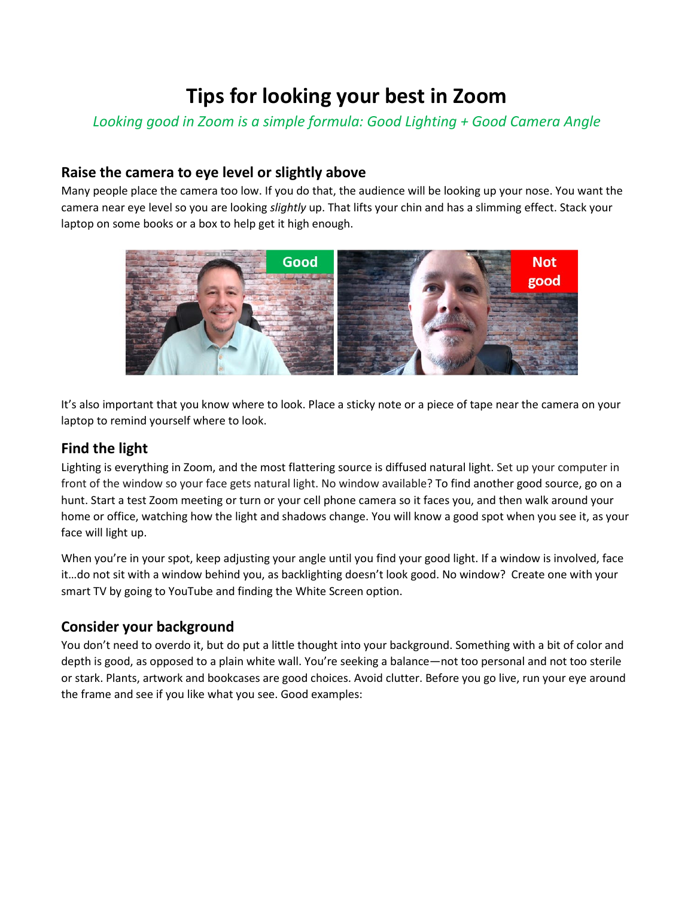# Tips for looking your best in Zoom

*Looking good in Zoom is a simple formula: Good Lighting + Good Camera Angle*

## Raise the camera to eye level or slightly above

Many people place the camera too low. If you do that, the audience will be looking up your nose. You want the camera near eye level so you are looking *slightly* up. That lifts your chin and has a slimming effect. Stack your laptop on some books or a box to help get it high enough.

It's also important that you know where to look. Place a sticky note or a piece of tape near the camera on your laptop to remind yourself where to look.

## Find the light

Lighting is everything in Zoom, and the most flattering source is diffused natural light. Set up your computer in front of the window so your face gets natural light. No window available? To find another good source, go on a hunt. Start a test Zoom meeting or turn or your cell phone camera so it faces you, and then walk around your home or office, watching how the light and shadows change. You will know a good spot when you see it, as your face will light up.

When you're in your spot, keep adjusting your angle until you find your good light. If a window is involved, face it…do not sit with a window behind you, as backlighting doesn't look good. No window? Create one with your smart TV by going to YouTube and finding the White Screen option.

## Consider your background

You don't need to overdo it, but do put a little thought into your background. Something with a bit of color and depth is good, as opposed to a plain white wall. You're seeking a balance—not too personal and not too sterile or stark. Plants, artwork and bookcases are good choices. Avoid clutter. Before you go live, run your eye around the frame and see if you like what you see. Good examples: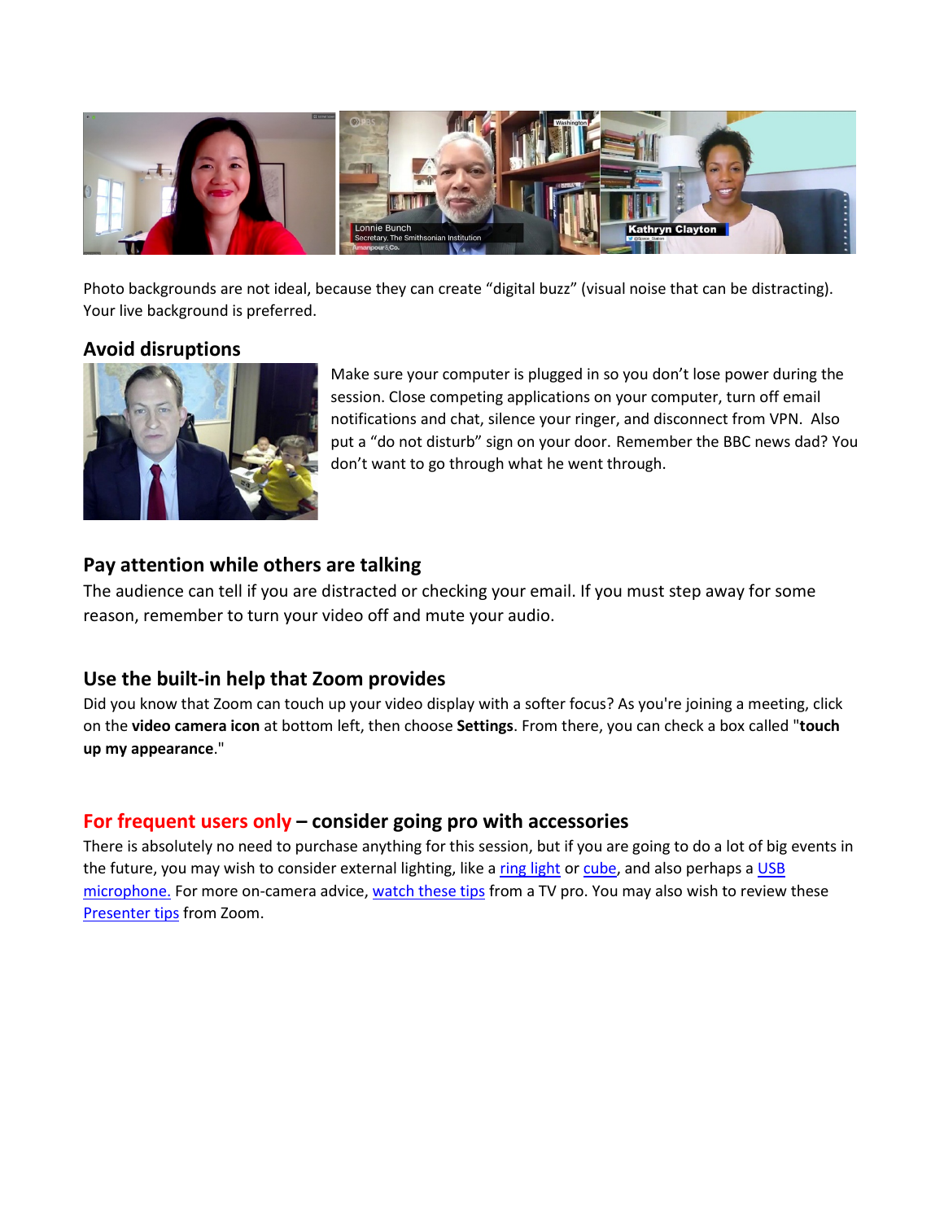Photo backgrounds are not ideal, because they can create "digital buzz" (visual noise that can be distracting). Your live background is preferred.

### Avoid disruptions

Make sure your computer is plugged in so you don't lose power during the session. Close competing applications on your computer, turn off email notifications and chat, silence your ringer, and disconnect from VPN. Also put a "do not disturb" sign on your door. Remember the BBC news dad? You don't want to go through what he went through.

### Pay attention while others are talking

The audience can tell if you are distracted or checking your email. If you must step away for some reason, remember to turn your video off and mute your audio.

### Use the built-in help that Zoom provides

Did you know that Zoom can touch up your video display with a softer focus? As you're joining a meeting, click on the **video camera icon** at bottom left, then choose **Settings**. From there, you can check a box called "**touch up my appearance**."

### For frequent users only – consider going pro with accessories

There is absolutely no need to purchase anything for this session, but if you are going to do a lot of big events in the future, you may wish to consider external lighting, like a ring light or cube, and also perhaps a USB microphone. For more on-camera advice, watch these tips from a TV pro. You may also wish to review these Presenter tips from Zoom.